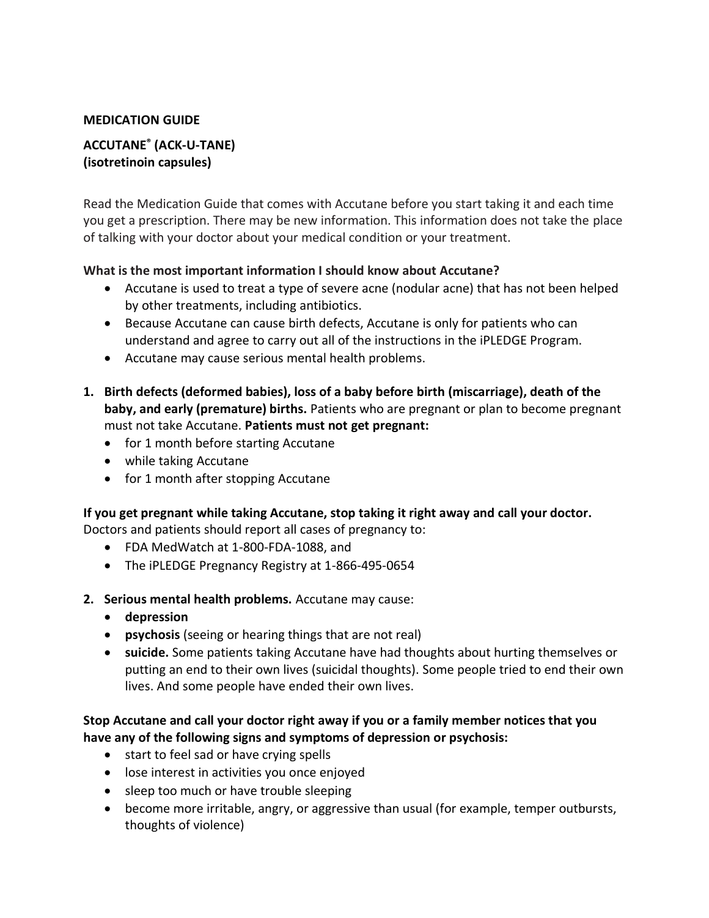**MEDICATION GUIDE**

**ACCUTANE® (ACK-U-TANE)**
**(isotretinoin capsules)**

Read the Medication Guide that comes with Accutane before you start taking it and each time you get a prescription. There may be new information. This information does not take the place of talking with your doctor about your medical condition or your treatment.

**What is the most important information I should know about Accutane?**

- Accutane is used to treat a type of severe acne (nodular acne) that has not been helped by other treatments, including antibiotics.
- Because Accutane can cause birth defects, Accutane is only for patients who can understand and agree to carry out all of the instructions in the iPLEDGE Program.
- Accutane may cause serious mental health problems.

1. **Birth defects (deformed babies), loss of a baby before birth (miscarriage), death of the baby, and early (premature) births.** Patients who are pregnant or plan to become pregnant must not take Accutane. **Patients must not get pregnant:**
   - for 1 month before starting Accutane
   - while taking Accutane
   - for 1 month after stopping Accutane

**If you get pregnant while taking Accutane, stop taking it right away and call your doctor.** Doctors and patients should report all cases of pregnancy to:

- FDA MedWatch at 1-800-FDA-1088, and
- The iPLEDGE Pregnancy Registry at 1-866-495-0654

2. **Serious mental health problems.** Accutane may cause:
   - **depression**
   - **psychosis** (seeing or hearing things that are not real)
   - **suicide.** Some patients taking Accutane have had thoughts about hurting themselves or putting an end to their own lives (suicidal thoughts). Some people tried to end their own lives. And some people have ended their own lives.

**Stop Accutane and call your doctor right away if you or a family member notices that you have any of the following signs and symptoms of depression or psychosis:**

- start to feel sad or have crying spells
- lose interest in activities you once enjoyed
- sleep too much or have trouble sleeping
- become more irritable, angry, or aggressive than usual (for example, temper outbursts, thoughts of violence)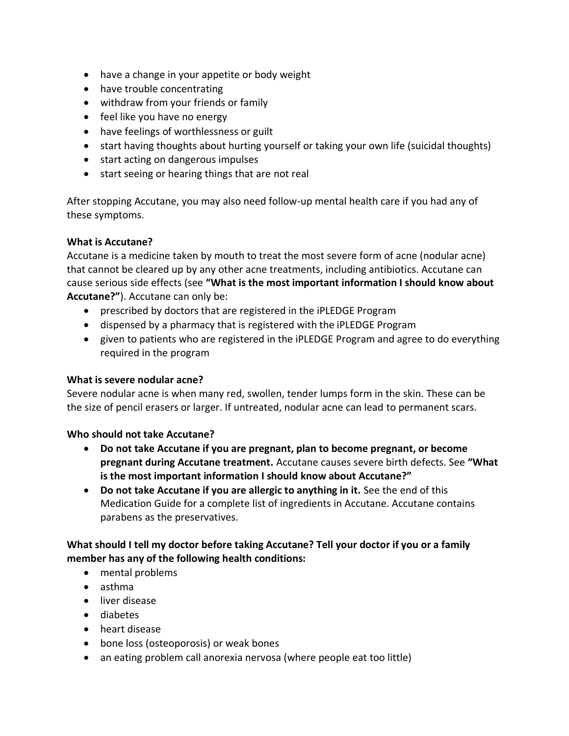- have a change in your appetite or body weight
- have trouble concentrating
- withdraw from your friends or family
- feel like you have no energy
- have feelings of worthlessness or guilt
- start having thoughts about hurting yourself or taking your own life (suicidal thoughts)
- start acting on dangerous impulses
- start seeing or hearing things that are not real

After stopping Accutane, you may also need follow-up mental health care if you had any of these symptoms.

**What is Accutane?**

Accutane is a medicine taken by mouth to treat the most severe form of acne (nodular acne) that cannot be cleared up by any other acne treatments, including antibiotics. Accutane can cause serious side effects (see **"What is the most important information I should know about Accutane?"**). Accutane can only be:

- prescribed by doctors that are registered in the iPLEDGE Program
- dispensed by a pharmacy that is registered with the iPLEDGE Program
- given to patients who are registered in the iPLEDGE Program and agree to do everything required in the program

**What is severe nodular acne?**

Severe nodular acne is when many red, swollen, tender lumps form in the skin. These can be the size of pencil erasers or larger. If untreated, nodular acne can lead to permanent scars.

**Who should not take Accutane?**

- **Do not take Accutane if you are pregnant, plan to become pregnant, or become pregnant during Accutane treatment.** Accutane causes severe birth defects. See **"What is the most important information I should know about Accutane?"**
- **Do not take Accutane if you are allergic to anything in it.** See the end of this Medication Guide for a complete list of ingredients in Accutane. Accutane contains parabens as the preservatives.

**What should I tell my doctor before taking Accutane? Tell your doctor if you or a family member has any of the following health conditions:**

- mental problems
- asthma
- liver disease
- diabetes
- heart disease
- bone loss (osteoporosis) or weak bones
- an eating problem call anorexia nervosa (where people eat too little)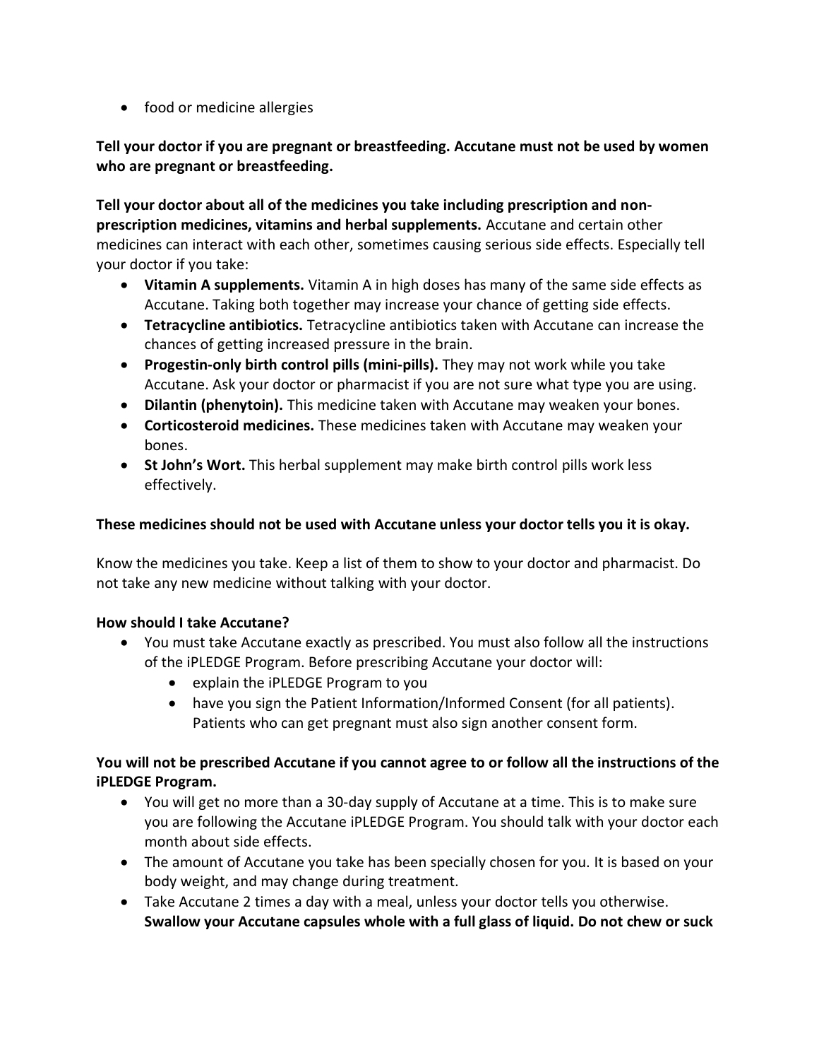- food or medicine allergies

**Tell your doctor if you are pregnant or breastfeeding. Accutane must not be used by women who are pregnant or breastfeeding.**

**Tell your doctor about all of the medicines you take including prescription and non-prescription medicines, vitamins and herbal supplements.** Accutane and certain other medicines can interact with each other, sometimes causing serious side effects. Especially tell your doctor if you take:

- **Vitamin A supplements.** Vitamin A in high doses has many of the same side effects as Accutane. Taking both together may increase your chance of getting side effects.
- **Tetracycline antibiotics.** Tetracycline antibiotics taken with Accutane can increase the chances of getting increased pressure in the brain.
- **Progestin-only birth control pills (mini-pills).** They may not work while you take Accutane. Ask your doctor or pharmacist if you are not sure what type you are using.
- **Dilantin (phenytoin).** This medicine taken with Accutane may weaken your bones.
- **Corticosteroid medicines.** These medicines taken with Accutane may weaken your bones.
- **St John's Wort.** This herbal supplement may make birth control pills work less effectively.

**These medicines should not be used with Accutane unless your doctor tells you it is okay.**

Know the medicines you take. Keep a list of them to show to your doctor and pharmacist. Do not take any new medicine without talking with your doctor.

**How should I take Accutane?**

- You must take Accutane exactly as prescribed. You must also follow all the instructions of the iPLEDGE Program. Before prescribing Accutane your doctor will:
  - explain the iPLEDGE Program to you
  - have you sign the Patient Information/Informed Consent (for all patients). Patients who can get pregnant must also sign another consent form.

**You will not be prescribed Accutane if you cannot agree to or follow all the instructions of the iPLEDGE Program.**

- You will get no more than a 30-day supply of Accutane at a time. This is to make sure you are following the Accutane iPLEDGE Program. You should talk with your doctor each month about side effects.
- The amount of Accutane you take has been specially chosen for you. It is based on your body weight, and may change during treatment.
- Take Accutane 2 times a day with a meal, unless your doctor tells you otherwise. **Swallow your Accutane capsules whole with a full glass of liquid. Do not chew or suck**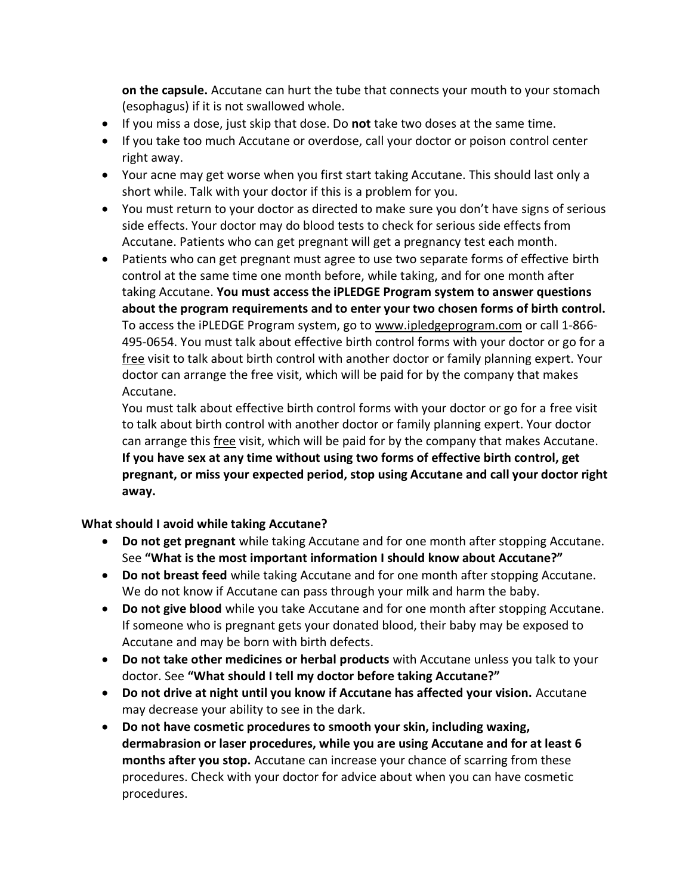**on the capsule.** Accutane can hurt the tube that connects your mouth to your stomach (esophagus) if it is not swallowed whole.

- If you miss a dose, just skip that dose. Do **not** take two doses at the same time.
- If you take too much Accutane or overdose, call your doctor or poison control center right away.
- Your acne may get worse when you first start taking Accutane. This should last only a short while. Talk with your doctor if this is a problem for you.
- You must return to your doctor as directed to make sure you don't have signs of serious side effects. Your doctor may do blood tests to check for serious side effects from Accutane. Patients who can get pregnant will get a pregnancy test each month.
- Patients who can get pregnant must agree to use two separate forms of effective birth control at the same time one month before, while taking, and for one month after taking Accutane. **You must access the iPLEDGE Program system to answer questions about the program requirements and to enter your two chosen forms of birth control.** To access the iPLEDGE Program system, go to www.ipledgeprogram.com or call 1-866-495-0654. You must talk about effective birth control forms with your doctor or go for a free visit to talk about birth control with another doctor or family planning expert. Your doctor can arrange the free visit, which will be paid for by the company that makes Accutane.

  You must talk about effective birth control forms with your doctor or go for a free visit to talk about birth control with another doctor or family planning expert. Your doctor can arrange this free visit, which will be paid for by the company that makes Accutane. **If you have sex at any time without using two forms of effective birth control, get pregnant, or miss your expected period, stop using Accutane and call your doctor right away.**

**What should I avoid while taking Accutane?**

- **Do not get pregnant** while taking Accutane and for one month after stopping Accutane. See **"What is the most important information I should know about Accutane?"**
- **Do not breast feed** while taking Accutane and for one month after stopping Accutane. We do not know if Accutane can pass through your milk and harm the baby.
- **Do not give blood** while you take Accutane and for one month after stopping Accutane. If someone who is pregnant gets your donated blood, their baby may be exposed to Accutane and may be born with birth defects.
- **Do not take other medicines or herbal products** with Accutane unless you talk to your doctor. See **"What should I tell my doctor before taking Accutane?"**
- **Do not drive at night until you know if Accutane has affected your vision.** Accutane may decrease your ability to see in the dark.
- **Do not have cosmetic procedures to smooth your skin, including waxing, dermabrasion or laser procedures, while you are using Accutane and for at least 6 months after you stop.** Accutane can increase your chance of scarring from these procedures. Check with your doctor for advice about when you can have cosmetic procedures.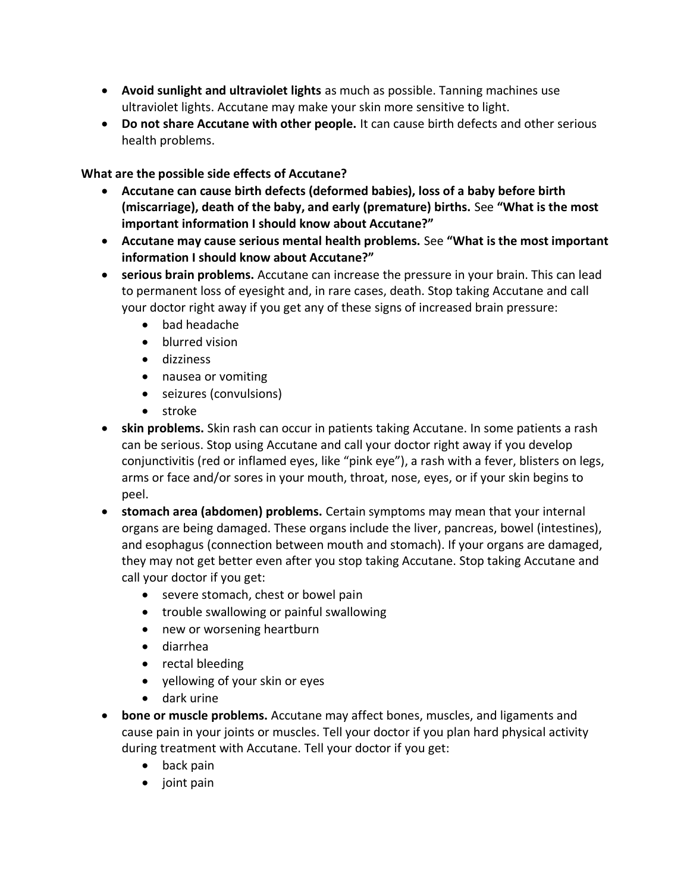- **Avoid sunlight and ultraviolet lights** as much as possible. Tanning machines use ultraviolet lights. Accutane may make your skin more sensitive to light.
- **Do not share Accutane with other people.** It can cause birth defects and other serious health problems.

**What are the possible side effects of Accutane?**

- **Accutane can cause birth defects (deformed babies), loss of a baby before birth (miscarriage), death of the baby, and early (premature) births.** See **"What is the most important information I should know about Accutane?"**
- **Accutane may cause serious mental health problems.** See **"What is the most important information I should know about Accutane?"**
- **serious brain problems.** Accutane can increase the pressure in your brain. This can lead to permanent loss of eyesight and, in rare cases, death. Stop taking Accutane and call your doctor right away if you get any of these signs of increased brain pressure:
    - bad headache
    - blurred vision
    - dizziness
    - nausea or vomiting
    - seizures (convulsions)
    - stroke
- **skin problems.** Skin rash can occur in patients taking Accutane. In some patients a rash can be serious. Stop using Accutane and call your doctor right away if you develop conjunctivitis (red or inflamed eyes, like "pink eye"), a rash with a fever, blisters on legs, arms or face and/or sores in your mouth, throat, nose, eyes, or if your skin begins to peel.
- **stomach area (abdomen) problems.** Certain symptoms may mean that your internal organs are being damaged. These organs include the liver, pancreas, bowel (intestines), and esophagus (connection between mouth and stomach). If your organs are damaged, they may not get better even after you stop taking Accutane. Stop taking Accutane and call your doctor if you get:
    - severe stomach, chest or bowel pain
    - trouble swallowing or painful swallowing
    - new or worsening heartburn
    - diarrhea
    - rectal bleeding
    - yellowing of your skin or eyes
    - dark urine
- **bone or muscle problems.** Accutane may affect bones, muscles, and ligaments and cause pain in your joints or muscles. Tell your doctor if you plan hard physical activity during treatment with Accutane. Tell your doctor if you get:
    - back pain
    - joint pain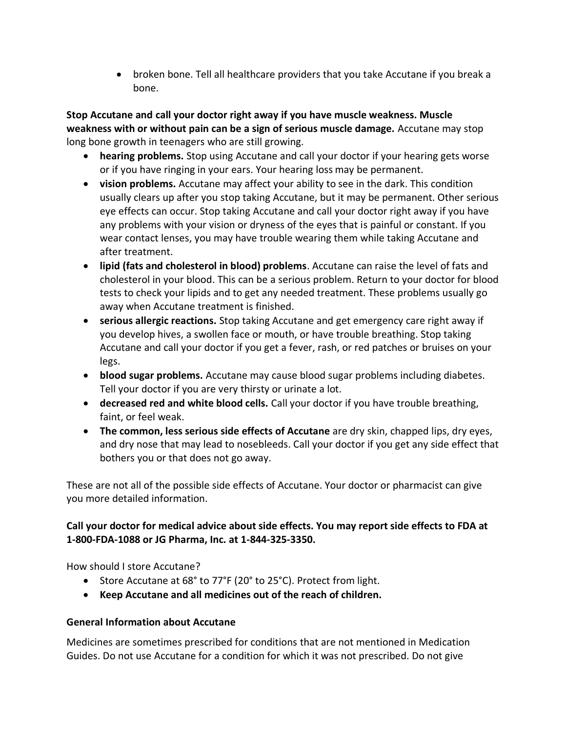- broken bone. Tell all healthcare providers that you take Accutane if you break a bone.

**Stop Accutane and call your doctor right away if you have muscle weakness. Muscle weakness with or without pain can be a sign of serious muscle damage.** Accutane may stop long bone growth in teenagers who are still growing.

- **hearing problems.** Stop using Accutane and call your doctor if your hearing gets worse or if you have ringing in your ears. Your hearing loss may be permanent.
- **vision problems.** Accutane may affect your ability to see in the dark. This condition usually clears up after you stop taking Accutane, but it may be permanent. Other serious eye effects can occur. Stop taking Accutane and call your doctor right away if you have any problems with your vision or dryness of the eyes that is painful or constant. If you wear contact lenses, you may have trouble wearing them while taking Accutane and after treatment.
- **lipid (fats and cholesterol in blood) problems**. Accutane can raise the level of fats and cholesterol in your blood. This can be a serious problem. Return to your doctor for blood tests to check your lipids and to get any needed treatment. These problems usually go away when Accutane treatment is finished.
- **serious allergic reactions.** Stop taking Accutane and get emergency care right away if you develop hives, a swollen face or mouth, or have trouble breathing. Stop taking Accutane and call your doctor if you get a fever, rash, or red patches or bruises on your legs.
- **blood sugar problems.** Accutane may cause blood sugar problems including diabetes. Tell your doctor if you are very thirsty or urinate a lot.
- **decreased red and white blood cells.** Call your doctor if you have trouble breathing, faint, or feel weak.
- **The common, less serious side effects of Accutane** are dry skin, chapped lips, dry eyes, and dry nose that may lead to nosebleeds. Call your doctor if you get any side effect that bothers you or that does not go away.

These are not all of the possible side effects of Accutane. Your doctor or pharmacist can give you more detailed information.

**Call your doctor for medical advice about side effects. You may report side effects to FDA at 1-800-FDA-1088 or JG Pharma, Inc. at 1-844-325-3350.**

How should I store Accutane?

- Store Accutane at 68° to 77°F (20° to 25°C). Protect from light.
- **Keep Accutane and all medicines out of the reach of children.**

**General Information about Accutane**

Medicines are sometimes prescribed for conditions that are not mentioned in Medication Guides. Do not use Accutane for a condition for which it was not prescribed. Do not give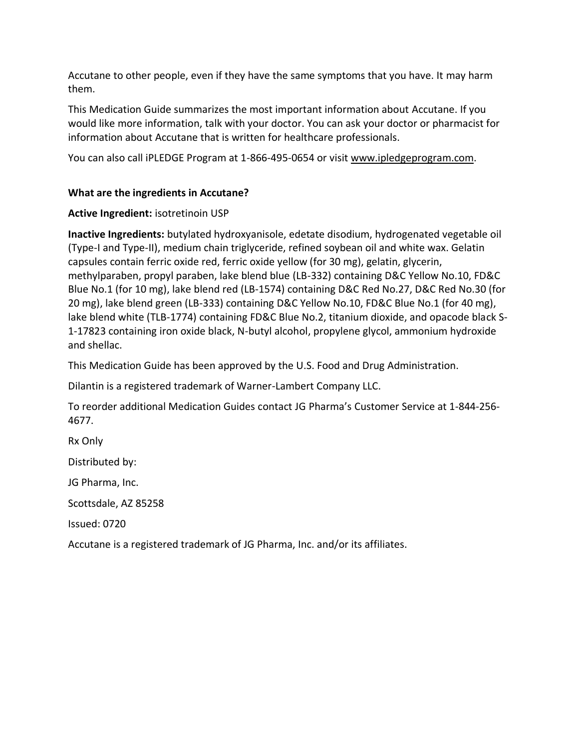Accutane to other people, even if they have the same symptoms that you have. It may harm them.

This Medication Guide summarizes the most important information about Accutane. If you would like more information, talk with your doctor. You can ask your doctor or pharmacist for information about Accutane that is written for healthcare professionals.

You can also call iPLEDGE Program at 1-866-495-0654 or visit www.ipledgeprogram.com.

**What are the ingredients in Accutane?**

**Active Ingredient:** isotretinoin USP

**Inactive Ingredients:** butylated hydroxyanisole, edetate disodium, hydrogenated vegetable oil (Type-I and Type-II), medium chain triglyceride, refined soybean oil and white wax. Gelatin capsules contain ferric oxide red, ferric oxide yellow (for 30 mg), gelatin, glycerin, methylparaben, propyl paraben, lake blend blue (LB-332) containing D&C Yellow No.10, FD&C Blue No.1 (for 10 mg), lake blend red (LB-1574) containing D&C Red No.27, D&C Red No.30 (for 20 mg), lake blend green (LB-333) containing D&C Yellow No.10, FD&C Blue No.1 (for 40 mg), lake blend white (TLB-1774) containing FD&C Blue No.2, titanium dioxide, and opacode black S-1-17823 containing iron oxide black, N-butyl alcohol, propylene glycol, ammonium hydroxide and shellac.

This Medication Guide has been approved by the U.S. Food and Drug Administration.

Dilantin is a registered trademark of Warner-Lambert Company LLC.

To reorder additional Medication Guides contact JG Pharma's Customer Service at 1-844-256-4677.

Rx Only

Distributed by:

JG Pharma, Inc.

Scottsdale, AZ 85258

Issued: 0720

Accutane is a registered trademark of JG Pharma, Inc. and/or its affiliates.